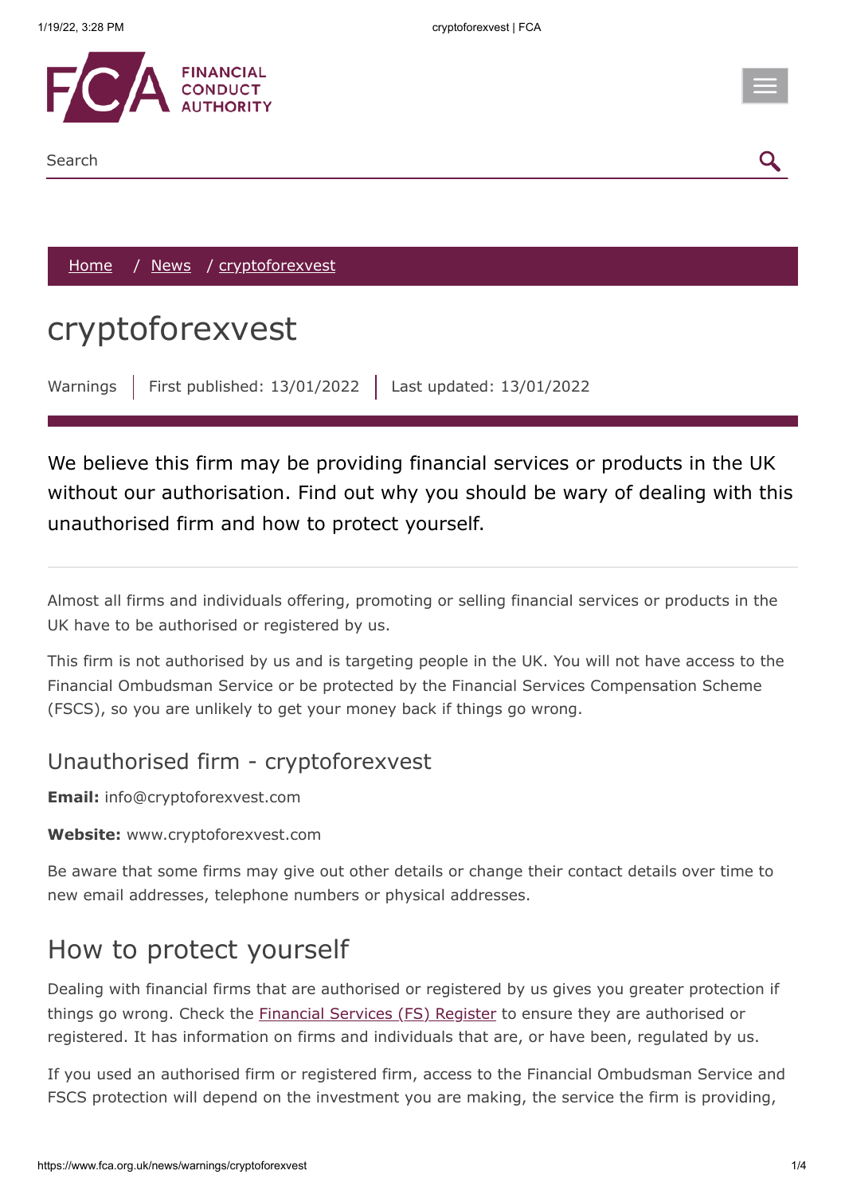FINANCIAL CONDUCT AUTHORITY

Search

[Home](#) / [News](#) / [cryptoforexvest](#)

# cryptoforexvest

Warnings | First published: 13/01/2022 | Last updated: 13/01/2022

We believe this firm may be providing financial services or products in the UK without our authorisation. Find out why you should be wary of dealing with this unauthorised firm and how to protect yourself.

Almost all firms and individuals offering, promoting or selling financial services or products in the UK have to be authorised or registered by us.

This firm is not authorised by us and is targeting people in the UK. You will not have access to the Financial Ombudsman Service or be protected by the Financial Services Compensation Scheme (FSCS), so you are unlikely to get your money back if things go wrong.

### Unauthorised firm - cryptoforexvest

**Email:** info@cryptoforexvest.com

**Website:** www.cryptoforexvest.com

Be aware that some firms may give out other details or change their contact details over time to new email addresses, telephone numbers or physical addresses.

## How to protect yourself

Dealing with financial firms that are authorised or registered by us gives you greater protection if things go wrong. Check the [Financial Services (FS) Register](#) to ensure they are authorised or registered. It has information on firms and individuals that are, or have been, regulated by us.

If you used an authorised firm or registered firm, access to the Financial Ombudsman Service and FSCS protection will depend on the investment you are making, the service the firm is providing,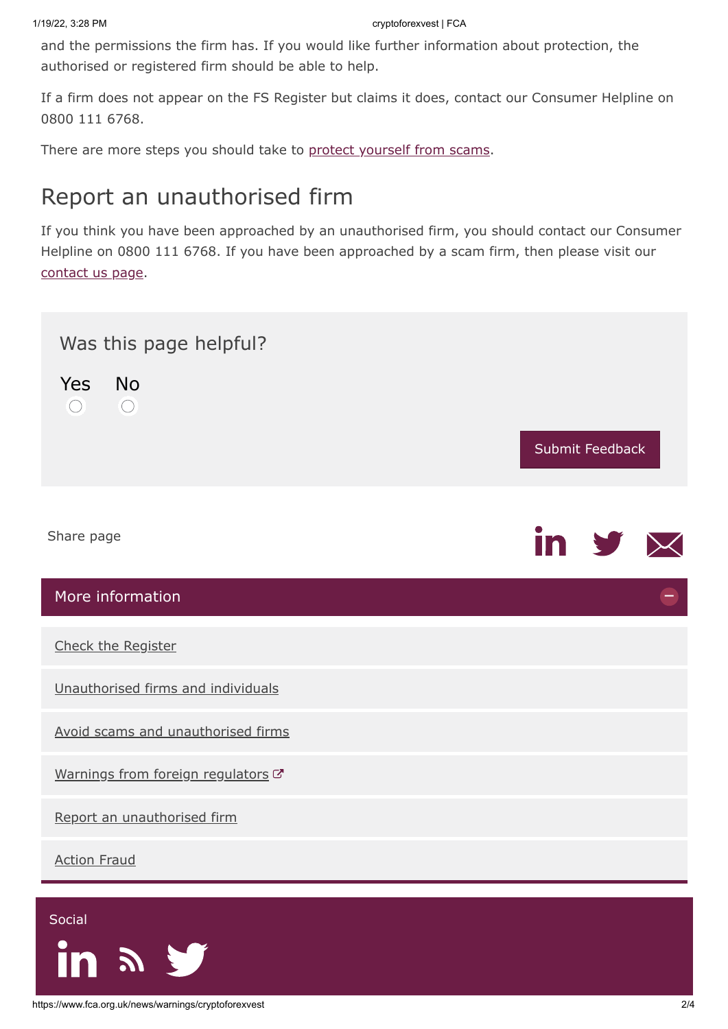and the permissions the firm has. If you would like further information about protection, the authorised or registered firm should be able to help.

If a firm does not appear on the FS Register but claims it does, contact our Consumer Helpline on 0800 111 6768.

There are more steps you should take to protect yourself from scams.

## Report an unauthorised firm

If you think you have been approached by an unauthorised firm, you should contact our Consumer Helpline on 0800 111 6768. If you have been approached by a scam firm, then please visit our contact us page.

### Was this page helpful?

Yes No

Submit Feedback

Share page

## More information

- Check the Register
- Unauthorised firms and individuals
- Avoid scams and unauthorised firms
- Warnings from foreign regulators
- Report an unauthorised firm
- Action Fraud

Social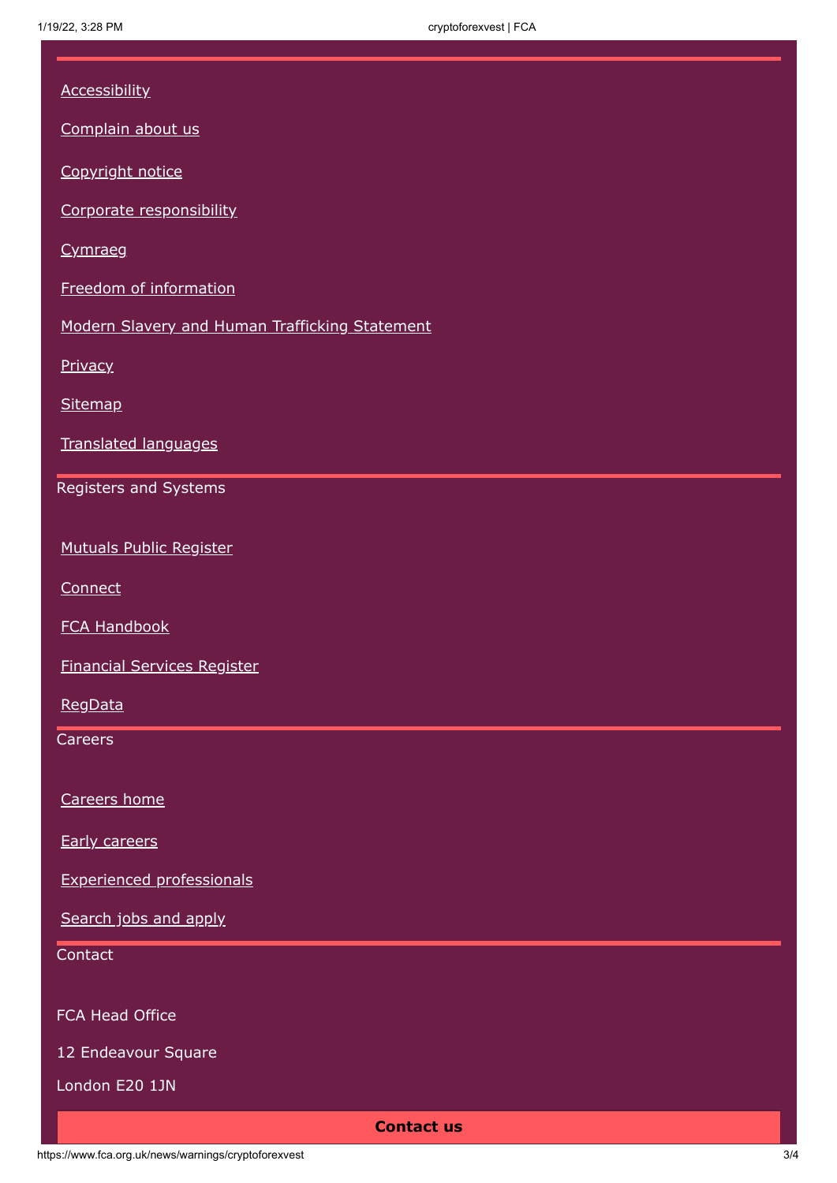Accessibility

Complain about us

Copyright notice

Corporate responsibility

Cymraeg

Freedom of information

Modern Slavery and Human Trafficking Statement

Privacy

Sitemap

Translated languages

## Registers and Systems

Mutuals Public Register

Connect

FCA Handbook

Financial Services Register

RegData

## Careers

Careers home

Early careers

Experienced professionals

Search jobs and apply

## Contact

FCA Head Office

12 Endeavour Square

London E20 1JN

**Contact us**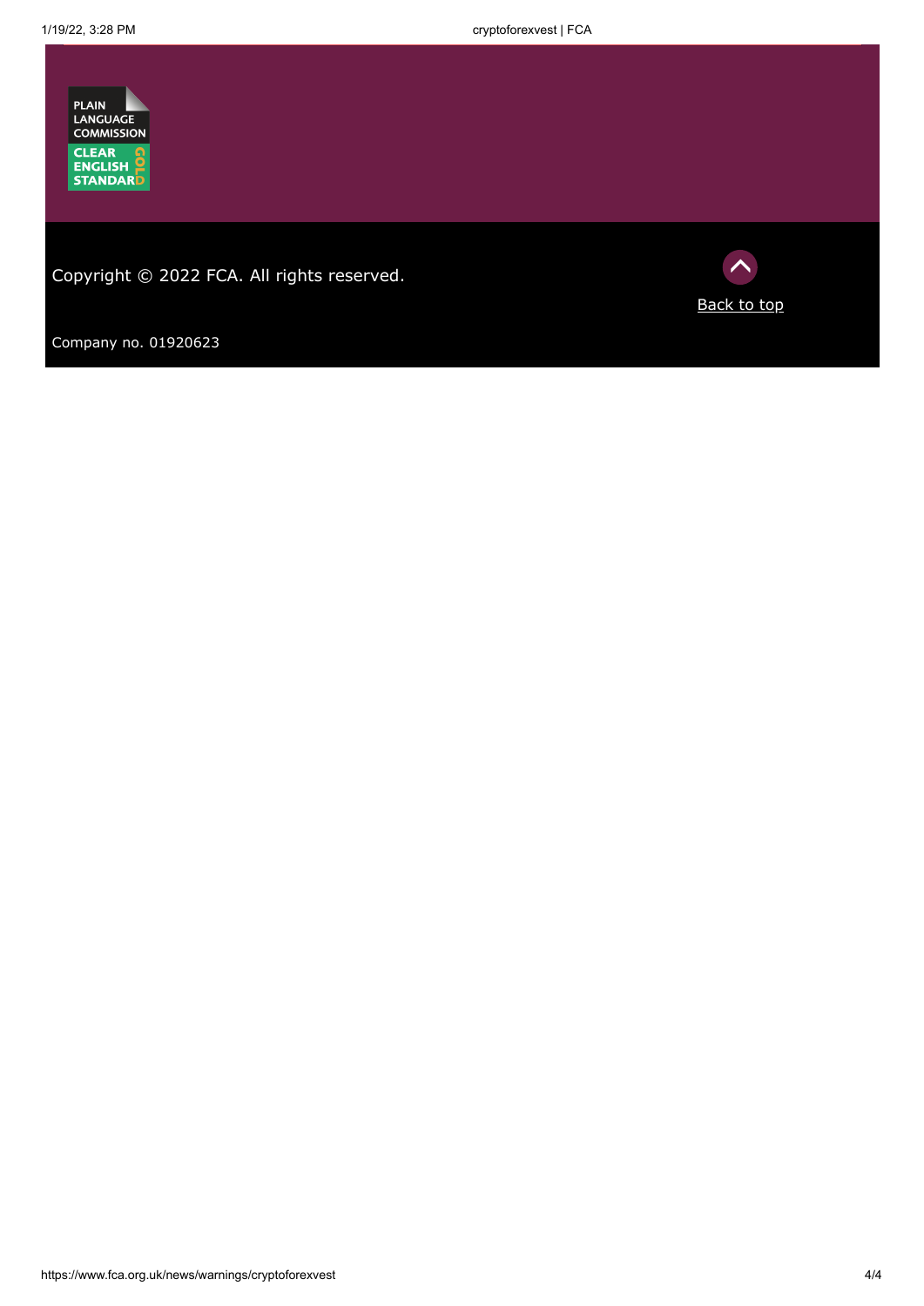PLAIN LANGUAGE COMMISSION CLEAR ENGLISH STANDARD GOLD

Copyright © 2022 FCA. All rights reserved.

Back to top

Company no. 01920623